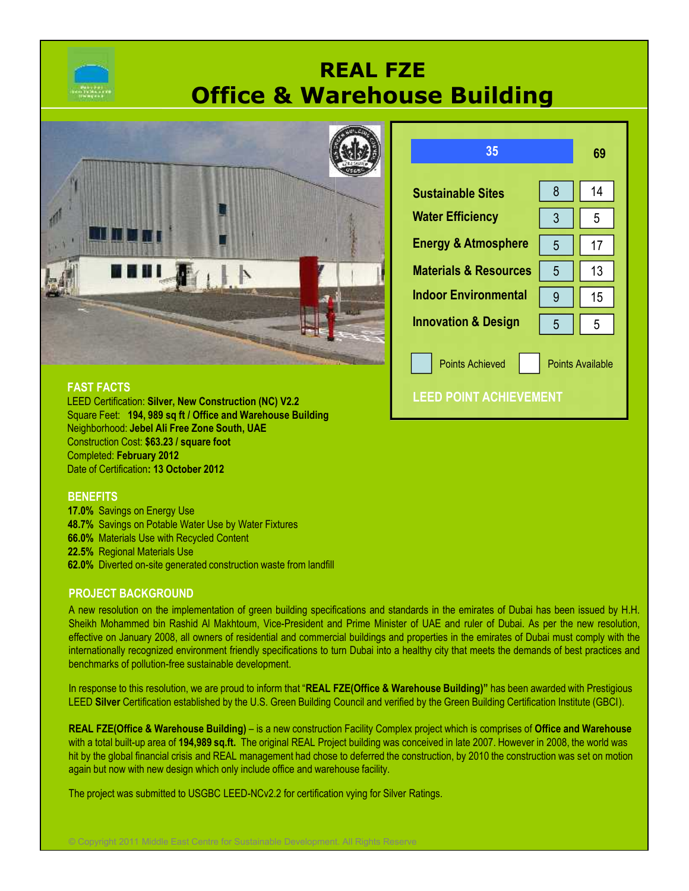# REAL FZE
# Office & Warehouse Building

| | Points Achieved | Points Available |
|---|---|---|
| **Total** | **35** | **69** |
| Sustainable Sites | 8 | 14 |
| Water Efficiency | 3 | 5 |
| Energy & Atmosphere | 5 | 17 |
| Materials & Resources | 5 | 13 |
| Indoor Environmental | 9 | 15 |
| Innovation & Design | 5 | 5 |

**LEED POINT ACHIEVEMENT**

## FAST FACTS

LEED Certification: **Silver, New Construction (NC) V2.2**
Square Feet: **194, 989 sq ft / Office and Warehouse Building**
Neighborhood: **Jebel Ali Free Zone South, UAE**
Construction Cost: **$63.23 / square foot**
Completed: **February 2012**
Date of Certification**: 13 October 2012**

## BENEFITS

**17.0%** Savings on Energy Use
**48.7%** Savings on Potable Water Use by Water Fixtures
**66.0%** Materials Use with Recycled Content
**22.5%** Regional Materials Use
**62.0%** Diverted on-site generated construction waste from landfill

## PROJECT BACKGROUND

A new resolution on the implementation of green building specifications and standards in the emirates of Dubai has been issued by H.H. Sheikh Mohammed bin Rashid Al Makhtoum, Vice-President and Prime Minister of UAE and ruler of Dubai. As per the new resolution, effective on January 2008, all owners of residential and commercial buildings and properties in the emirates of Dubai must comply with the internationally recognized environment friendly specifications to turn Dubai into a healthy city that meets the demands of best practices and benchmarks of pollution-free sustainable development.

In response to this resolution, we are proud to inform that "**REAL FZE(Office & Warehouse Building)"** has been awarded with Prestigious LEED **Silver** Certification established by the U.S. Green Building Council and verified by the Green Building Certification Institute (GBCI).

**REAL FZE(Office & Warehouse Building)** – is a new construction Facility Complex project which is comprises of **Office and Warehouse** with a total built-up area of **194,989 sq.ft.** The original REAL Project building was conceived in late 2007. However in 2008, the world was hit by the global financial crisis and REAL management had chose to deferred the construction, by 2010 the construction was set on motion again but now with new design which only include office and warehouse facility.

The project was submitted to USGBC LEED-NCv2.2 for certification vying for Silver Ratings.

© Copyright 2011 Middle East Centre for Sustainable Development. All Rights Reserve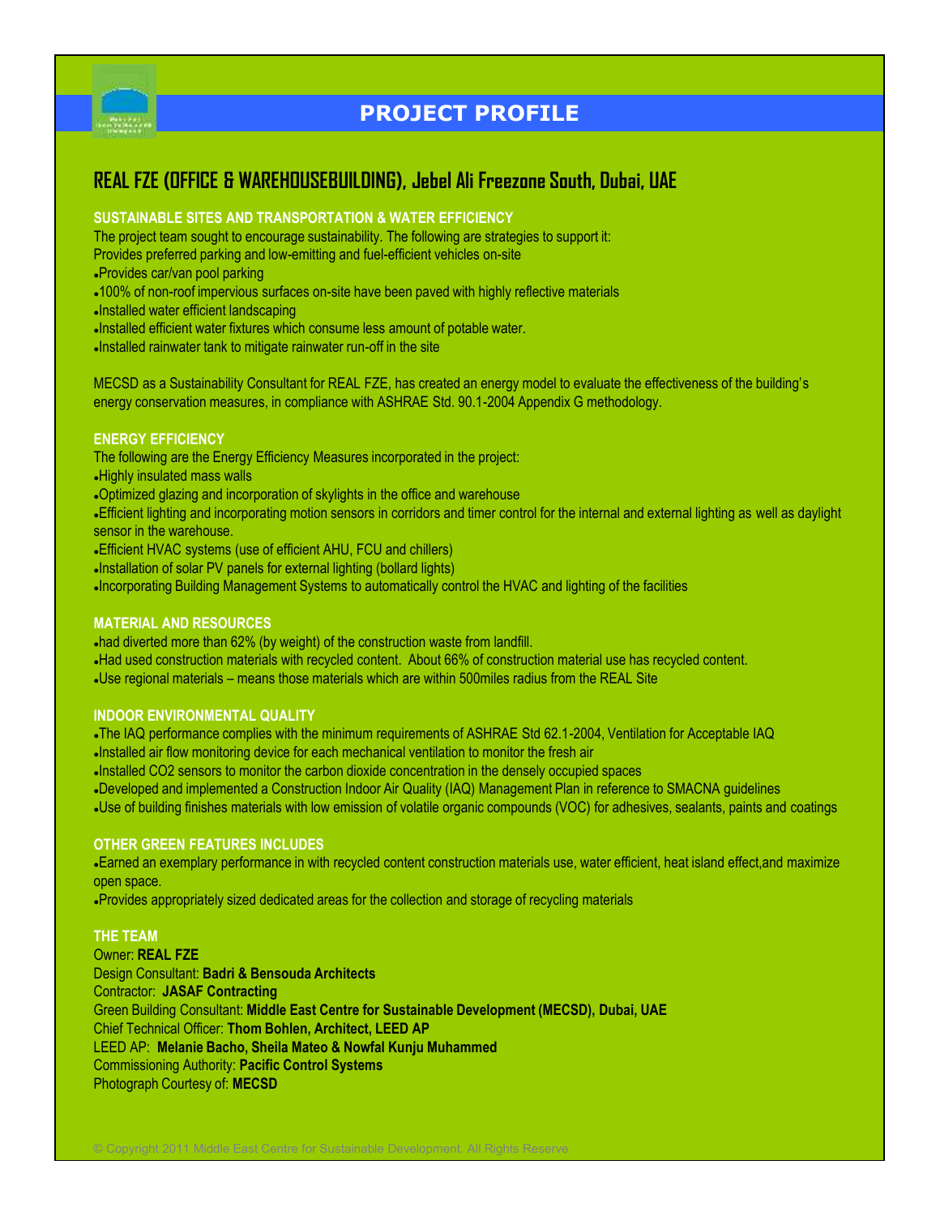# PROJECT PROFILE

## REAL FZE (OFFICE & WAREHOUSEBUILDING), Jebel Ali Freezone South, Dubai, UAE

### SUSTAINABLE SITES AND TRANSPORTATION & WATER EFFICIENCY

The project team sought to encourage sustainability. The following are strategies to support it:

Provides preferred parking and low-emitting and fuel-efficient vehicles on-site

- Provides car/van pool parking
- 100% of non-roof impervious surfaces on-site have been paved with highly reflective materials
- Installed water efficient landscaping
- Installed efficient water fixtures which consume less amount of potable water.
- Installed rainwater tank to mitigate rainwater run-off in the site

MECSD as a Sustainability Consultant for REAL FZE, has created an energy model to evaluate the effectiveness of the building's energy conservation measures, in compliance with ASHRAE Std. 90.1-2004 Appendix G methodology.

### ENERGY EFFICIENCY

The following are the Energy Efficiency Measures incorporated in the project:

- Highly insulated mass walls
- Optimized glazing and incorporation of skylights in the office and warehouse
- Efficient lighting and incorporating motion sensors in corridors and timer control for the internal and external lighting as well as daylight sensor in the warehouse.
- Efficient HVAC systems (use of efficient AHU, FCU and chillers)
- Installation of solar PV panels for external lighting (bollard lights)
- Incorporating Building Management Systems to automatically control the HVAC and lighting of the facilities

### MATERIAL AND RESOURCES

- had diverted more than 62% (by weight) of the construction waste from landfill.
- Had used construction materials with recycled content. About 66% of construction material use has recycled content.
- Use regional materials – means those materials which are within 500miles radius from the REAL Site

### INDOOR ENVIRONMENTAL QUALITY

- The IAQ performance complies with the minimum requirements of ASHRAE Std 62.1-2004, Ventilation for Acceptable IAQ
- Installed air flow monitoring device for each mechanical ventilation to monitor the fresh air
- Installed CO2 sensors to monitor the carbon dioxide concentration in the densely occupied spaces
- Developed and implemented a Construction Indoor Air Quality (IAQ) Management Plan in reference to SMACNA guidelines
- Use of building finishes materials with low emission of volatile organic compounds (VOC) for adhesives, sealants, paints and coatings

### OTHER GREEN FEATURES INCLUDES

- Earned an exemplary performance in with recycled content construction materials use, water efficient, heat island effect,and maximize open space.
- Provides appropriately sized dedicated areas for the collection and storage of recycling materials

### THE TEAM

Owner: **REAL FZE**
Design Consultant: **Badri & Bensouda Architects**
Contractor: **JASAF Contracting**
Green Building Consultant: **Middle East Centre for Sustainable Development (MECSD), Dubai, UAE**
Chief Technical Officer: **Thom Bohlen, Architect, LEED AP**
LEED AP: **Melanie Bacho, Sheila Mateo & Nowfal Kunju Muhammed**
Commissioning Authority: **Pacific Control Systems**
Photograph Courtesy of: **MECSD**

© Copyright 2011 Middle East Centre for Sustainable Development. All Rights Reserve